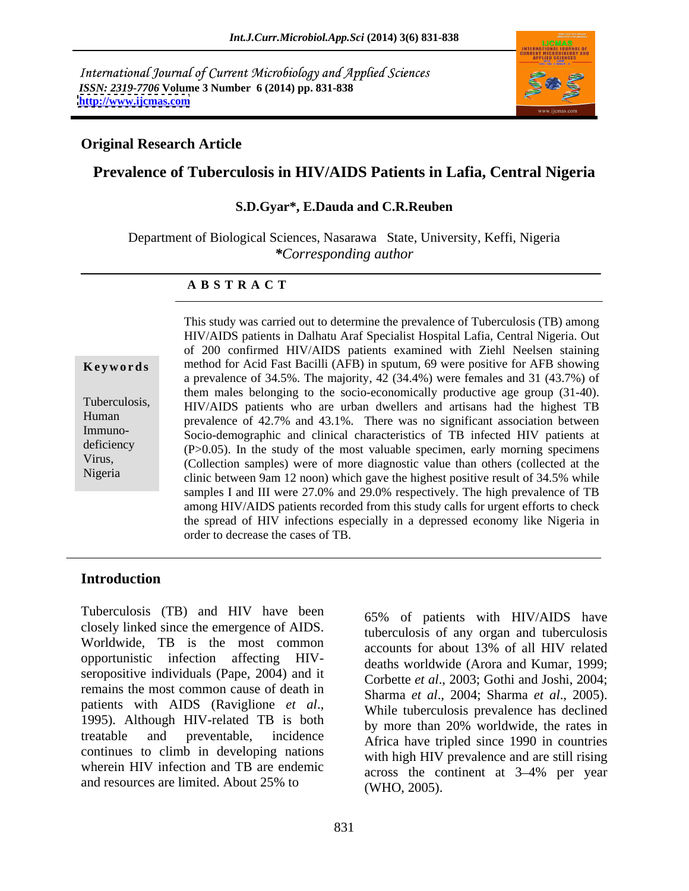International Journal of Current Microbiology and Applied Sciences
*ISSN: 2319-7706* **Volume 3 Number 6 (2014) pp. 831-838**
**http://www.ijcmas.com**

**Original Research Article**

# Prevalence of Tuberculosis in HIV/AIDS Patients in Lafia, Central Nigeria

**S.D.Gyar*, E.Dauda and C.R.Reuben**

Department of Biological Sciences, Nasarawa State, University, Keffi, Nigeria
***Corresponding author**

## A B S T R A C T

**Keywords**

Tuberculosis, Human Immuno-deficiency Virus, Nigeria

This study was carried out to determine the prevalence of Tuberculosis (TB) among HIV/AIDS patients in Dalhatu Araf Specialist Hospital Lafia, Central Nigeria. Out of 200 confirmed HIV/AIDS patients examined with Ziehl Neelsen staining method for Acid Fast Bacilli (AFB) in sputum, 69 were positive for AFB showing a prevalence of 34.5%. The majority, 42 (34.4%) were females and 31 (43.7%) of them males belonging to the socio-economically productive age group (31-40). HIV/AIDS patients who are urban dwellers and artisans had the highest TB prevalence of 42.7% and 43.1%. There was no significant association between Socio-demographic and clinical characteristics of TB infected HIV patients at (P>0.05). In the study of the most valuable specimen, early morning specimens (Collection samples) were of more diagnostic value than others (collected at the clinic between 9am 12 noon) which gave the highest positive result of 34.5% while samples I and III were 27.0% and 29.0% respectively. The high prevalence of TB among HIV/AIDS patients recorded from this study calls for urgent efforts to check the spread of HIV infections especially in a depressed economy like Nigeria in order to decrease the cases of TB.

## Introduction

Tuberculosis (TB) and HIV have been closely linked since the emergence of AIDS. Worldwide, TB is the most common opportunistic infection affecting HIV-seropositive individuals (Pape, 2004) and it remains the most common cause of death in patients with AIDS (Raviglione *et al*., 1995). Although HIV-related TB is both treatable and preventable, incidence continues to climb in developing nations wherein HIV infection and TB are endemic and resources are limited. About 25% to 65% of patients with HIV/AIDS have tuberculosis of any organ and tuberculosis accounts for about 13% of all HIV related deaths worldwide (Arora and Kumar, 1999; Corbette *et al*., 2003; Gothi and Joshi, 2004; Sharma *et al*., 2004; Sharma *et al*., 2005). While tuberculosis prevalence has declined by more than 20% worldwide, the rates in Africa have tripled since 1990 in countries with high HIV prevalence and are still rising across the continent at 3–4% per year (WHO, 2005).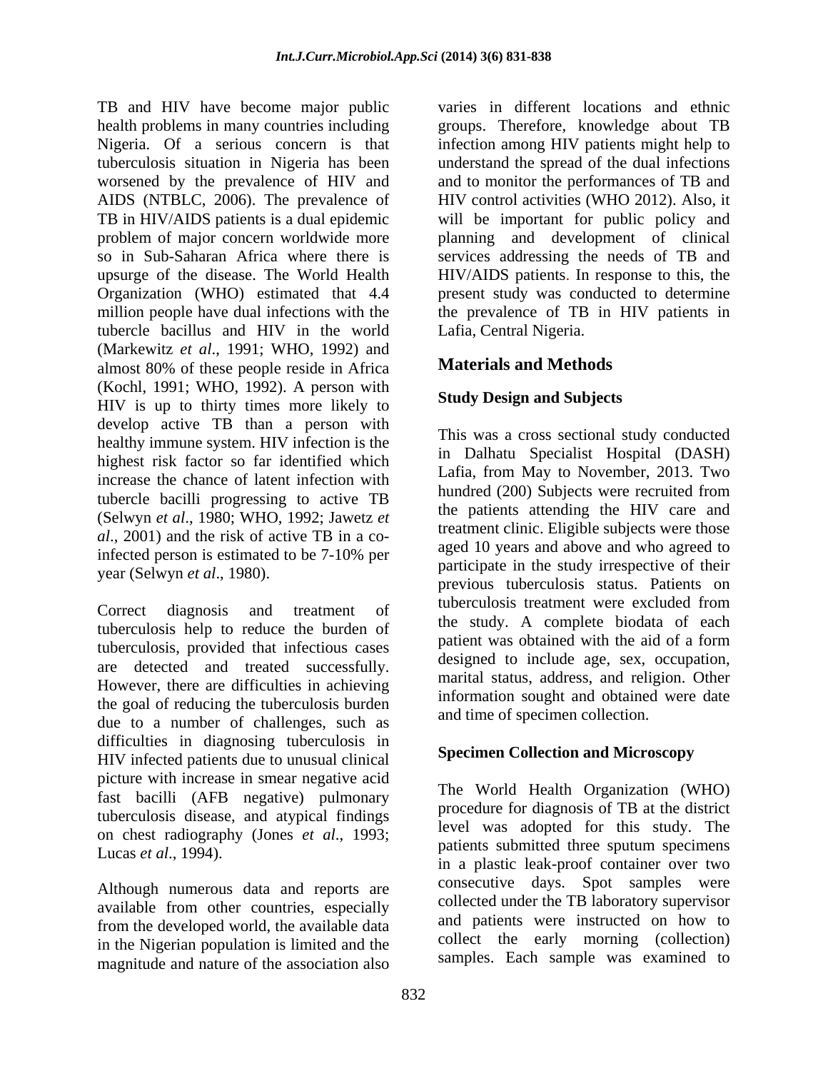TB and HIV have become major public health problems in many countries including Nigeria. Of a serious concern is that tuberculosis situation in Nigeria has been worsened by the prevalence of HIV and AIDS (NTBLC, 2006). The prevalence of TB in HIV/AIDS patients is a dual epidemic problem of major concern worldwide more so in Sub-Saharan Africa where there is upsurge of the disease. The World Health Organization (WHO) estimated that 4.4 million people have dual infections with the tubercle bacillus and HIV in the world (Markewitz *et al*., 1991; WHO, 1992) and almost 80% of these people reside in Africa (Kochl, 1991; WHO, 1992). A person with HIV is up to thirty times more likely to develop active TB than a person with healthy immune system. HIV infection is the highest risk factor so far identified which increase the chance of latent infection with tubercle bacilli progressing to active TB (Selwyn *et al*., 1980; WHO, 1992; Jawetz *et al*., 2001) and the risk of active TB in a co-infected person is estimated to be 7-10% per year (Selwyn *et al*., 1980).

Correct diagnosis and treatment of tuberculosis help to reduce the burden of tuberculosis, provided that infectious cases are detected and treated successfully. However, there are difficulties in achieving the goal of reducing the tuberculosis burden due to a number of challenges, such as difficulties in diagnosing tuberculosis in HIV infected patients due to unusual clinical picture with increase in smear negative acid fast bacilli (AFB negative) pulmonary tuberculosis disease, and atypical findings on chest radiography (Jones *et al*., 1993; Lucas *et al*., 1994).

Although numerous data and reports are available from other countries, especially from the developed world, the available data in the Nigerian population is limited and the magnitude and nature of the association also varies in different locations and ethnic groups. Therefore, knowledge about TB infection among HIV patients might help to understand the spread of the dual infections and to monitor the performances of TB and HIV control activities (WHO 2012). Also, it will be important for public policy and planning and development of clinical services addressing the needs of TB and HIV/AIDS patients. In response to this, the present study was conducted to determine the prevalence of TB in HIV patients in Lafia, Central Nigeria.

## Materials and Methods

### Study Design and Subjects

This was a cross sectional study conducted in Dalhatu Specialist Hospital (DASH) Lafia, from May to November, 2013. Two hundred (200) Subjects were recruited from the patients attending the HIV care and treatment clinic. Eligible subjects were those aged 10 years and above and who agreed to participate in the study irrespective of their previous tuberculosis status. Patients on tuberculosis treatment were excluded from the study. A complete biodata of each patient was obtained with the aid of a form designed to include age, sex, occupation, marital status, address, and religion. Other information sought and obtained were date and time of specimen collection.

### Specimen Collection and Microscopy

The World Health Organization (WHO) procedure for diagnosis of TB at the district level was adopted for this study. The patients submitted three sputum specimens in a plastic leak-proof container over two consecutive days. Spot samples were collected under the TB laboratory supervisor and patients were instructed on how to collect the early morning (collection) samples. Each sample was examined to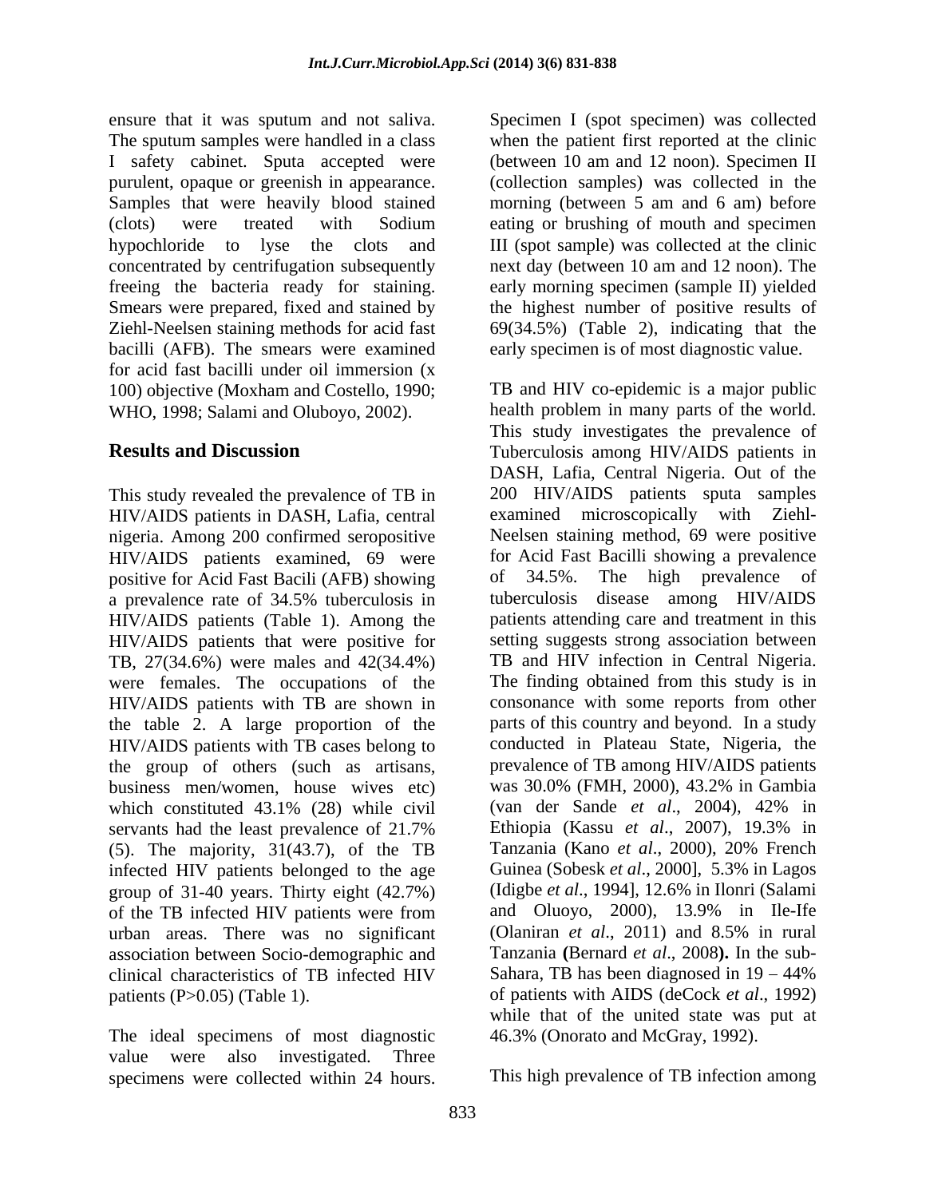ensure that it was sputum and not saliva. The sputum samples were handled in a class I safety cabinet. Sputa accepted were purulent, opaque or greenish in appearance. Samples that were heavily blood stained (clots) were treated with Sodium hypochloride to lyse the clots and concentrated by centrifugation subsequently freeing the bacteria ready for staining. Smears were prepared, fixed and stained by Ziehl-Neelsen staining methods for acid fast bacilli (AFB). The smears were examined for acid fast bacilli under oil immersion (x 100) objective (Moxham and Costello, 1990; WHO, 1998; Salami and Oluboyo, 2002).

## Results and Discussion

This study revealed the prevalence of TB in HIV/AIDS patients in DASH, Lafia, central nigeria. Among 200 confirmed seropositive HIV/AIDS patients examined, 69 were positive for Acid Fast Bacili (AFB) showing a prevalence rate of 34.5% tuberculosis in HIV/AIDS patients (Table 1). Among the HIV/AIDS patients that were positive for TB, 27(34.6%) were males and 42(34.4%) were females. The occupations of the HIV/AIDS patients with TB are shown in the table 2. A large proportion of the HIV/AIDS patients with TB cases belong to the group of others (such as artisans, business men/women, house wives etc) which constituted 43.1% (28) while civil servants had the least prevalence of 21.7% (5). The majority, 31(43.7), of the TB infected HIV patients belonged to the age group of 31-40 years. Thirty eight (42.7%) of the TB infected HIV patients were from urban areas. There was no significant association between Socio-demographic and clinical characteristics of TB infected HIV patients (P>0.05) (Table 1).

The ideal specimens of most diagnostic value were also investigated. Three specimens were collected within 24 hours. Specimen I (spot specimen) was collected when the patient first reported at the clinic (between 10 am and 12 noon). Specimen II (collection samples) was collected in the morning (between 5 am and 6 am) before eating or brushing of mouth and specimen III (spot sample) was collected at the clinic next day (between 10 am and 12 noon). The early morning specimen (sample II) yielded the highest number of positive results of 69(34.5%) (Table 2), indicating that the early specimen is of most diagnostic value.

TB and HIV co-epidemic is a major public health problem in many parts of the world. This study investigates the prevalence of Tuberculosis among HIV/AIDS patients in DASH, Lafia, Central Nigeria. Out of the 200 HIV/AIDS patients sputa samples examined microscopically with Ziehl-Neelsen staining method, 69 were positive for Acid Fast Bacilli showing a prevalence of 34.5%. The high prevalence of tuberculosis disease among HIV/AIDS patients attending care and treatment in this setting suggests strong association between TB and HIV infection in Central Nigeria. The finding obtained from this study is in consonance with some reports from other parts of this country and beyond. In a study conducted in Plateau State, Nigeria, the prevalence of TB among HIV/AIDS patients was 30.0% (FMH, 2000), 43.2% in Gambia (van der Sande *et al*., 2004), 42% in Ethiopia (Kassu *et al*., 2007), 19.3% in Tanzania (Kano *et al*., 2000), 20% French Guinea (Sobesk *et al*., 2000], 5.3% in Lagos (Idigbe *et al*., 1994], 12.6% in Ilonri (Salami and Oluoyo, 2000), 13.9% in Ile-Ife (Olaniran *et al*., 2011) and 8.5% in rural Tanzania **(**Bernard *et al*., 2008**).** In the sub-Sahara, TB has been diagnosed in 19 – 44% of patients with AIDS (deCock *et al*., 1992) while that of the united state was put at 46.3% (Onorato and McGray, 1992).

This high prevalence of TB infection among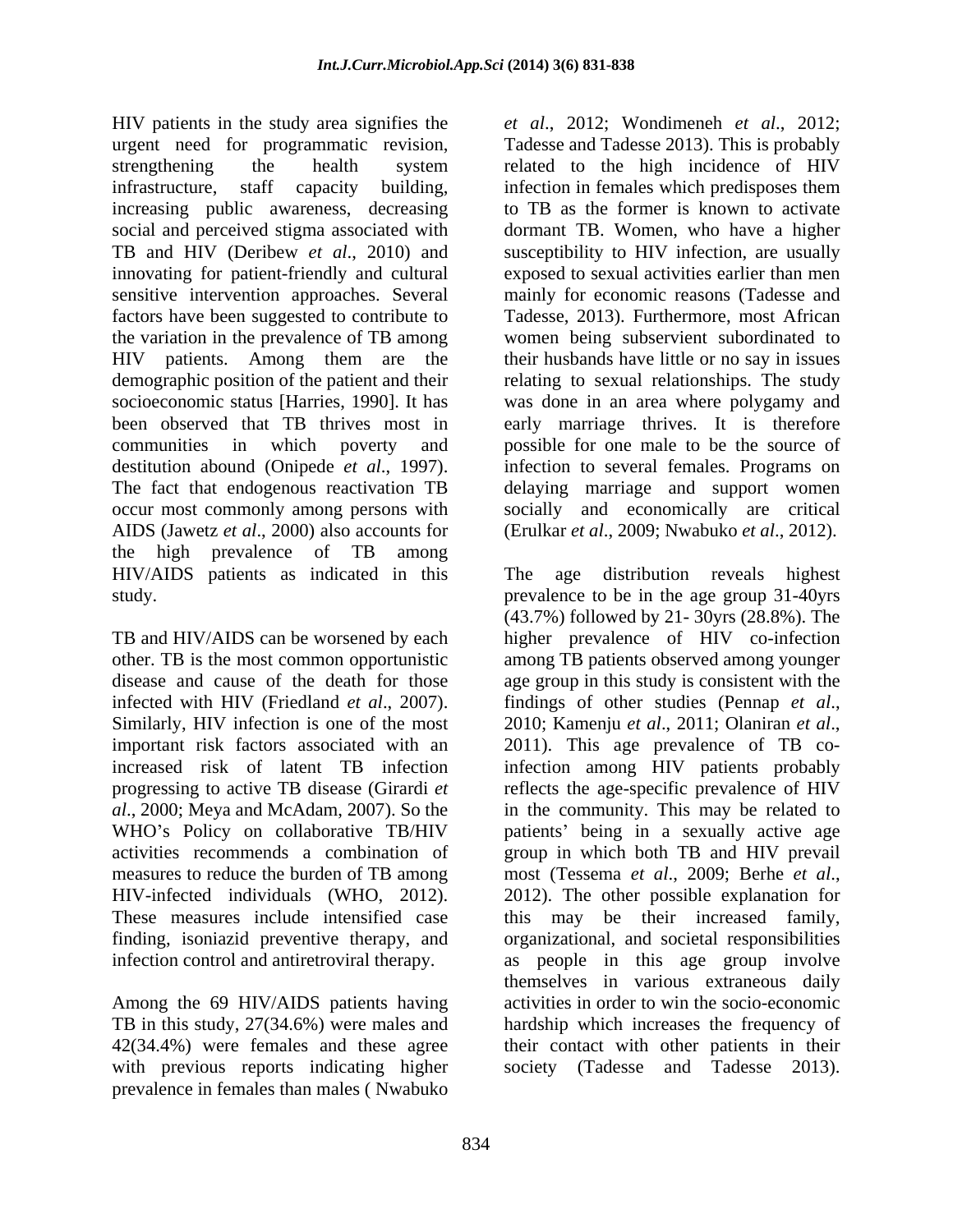HIV patients in the study area signifies the urgent need for programmatic revision, strengthening the health system infrastructure, staff capacity building, increasing public awareness, decreasing social and perceived stigma associated with TB and HIV (Deribew *et al*., 2010) and innovating for patient-friendly and cultural sensitive intervention approaches. Several factors have been suggested to contribute to the variation in the prevalence of TB among HIV patients. Among them are the demographic position of the patient and their socioeconomic status [Harries, 1990]. It has been observed that TB thrives most in communities in which poverty and destitution abound (Onipede *et al*., 1997). The fact that endogenous reactivation TB occur most commonly among persons with AIDS (Jawetz *et al*., 2000) also accounts for the high prevalence of TB among HIV/AIDS patients as indicated in this study.

TB and HIV/AIDS can be worsened by each other. TB is the most common opportunistic disease and cause of the death for those infected with HIV (Friedland *et al*., 2007). Similarly, HIV infection is one of the most important risk factors associated with an increased risk of latent TB infection progressing to active TB disease (Girardi *et al*., 2000; Meya and McAdam, 2007). So the WHO's Policy on collaborative TB/HIV activities recommends a combination of measures to reduce the burden of TB among HIV-infected individuals (WHO, 2012). These measures include intensified case finding, isoniazid preventive therapy, and infection control and antiretroviral therapy.

Among the 69 HIV/AIDS patients having TB in this study, 27(34.6%) were males and 42(34.4%) were females and these agree with previous reports indicating higher prevalence in females than males ( Nwabuko *et al*., 2012; Wondimeneh *et al*., 2012; Tadesse and Tadesse 2013). This is probably related to the high incidence of HIV infection in females which predisposes them to TB as the former is known to activate dormant TB. Women, who have a higher susceptibility to HIV infection, are usually exposed to sexual activities earlier than men mainly for economic reasons (Tadesse and Tadesse, 2013). Furthermore, most African women being subservient subordinated to their husbands have little or no say in issues relating to sexual relationships. The study was done in an area where polygamy and early marriage thrives. It is therefore possible for one male to be the source of infection to several females. Programs on delaying marriage and support women socially and economically are critical (Erulkar *et al*., 2009; Nwabuko *et al*., 2012).

The age distribution reveals highest prevalence to be in the age group 31-40yrs (43.7%) followed by 21- 30yrs (28.8%). The higher prevalence of HIV co-infection among TB patients observed among younger age group in this study is consistent with the findings of other studies (Pennap *et al*., 2010; Kamenju *et al*., 2011; Olaniran *et al*., 2011). This age prevalence of TB co-infection among HIV patients probably reflects the age-specific prevalence of HIV in the community. This may be related to patients' being in a sexually active age group in which both TB and HIV prevail most (Tessema *et al*., 2009; Berhe *et al*., 2012). The other possible explanation for this may be their increased family, organizational, and societal responsibilities as people in this age group involve themselves in various extraneous daily activities in order to win the socio-economic hardship which increases the frequency of their contact with other patients in their society (Tadesse and Tadesse 2013).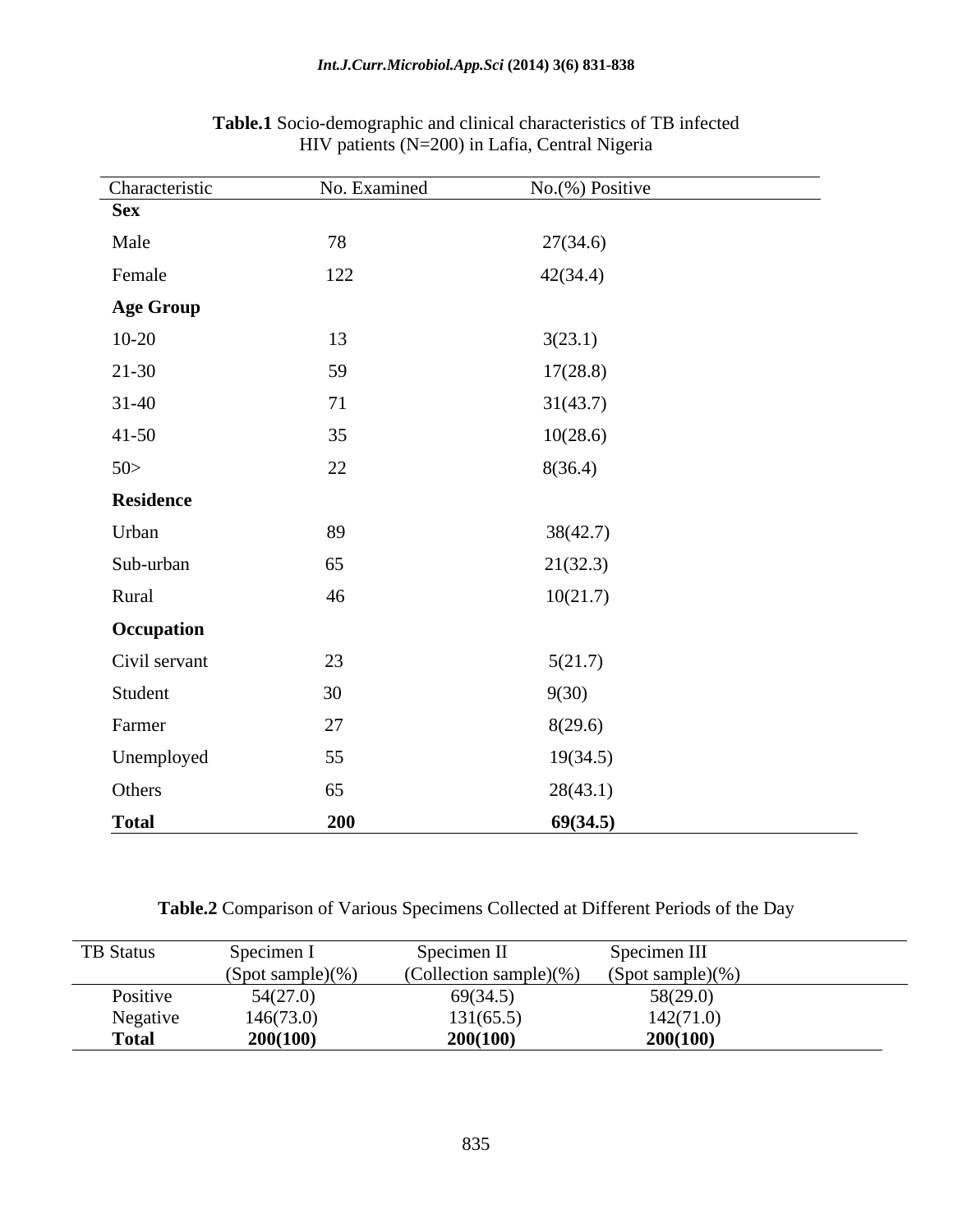**Table.1** Socio-demographic and clinical characteristics of TB infected HIV patients (N=200) in Lafia, Central Nigeria

| Characteristic | No. Examined | No.(%) Positive |
|---|---|---|
| **Sex** | | |
| Male | 78 | 27(34.6) |
| Female | 122 | 42(34.4) |
| **Age Group** | | |
| 10-20 | 13 | 3(23.1) |
| 21-30 | 59 | 17(28.8) |
| 31-40 | 71 | 31(43.7) |
| 41-50 | 35 | 10(28.6) |
| 50> | 22 | 8(36.4) |
| **Residence** | | |
| Urban | 89 | 38(42.7) |
| Sub-urban | 65 | 21(32.3) |
| Rural | 46 | 10(21.7) |
| **Occupation** | | |
| Civil servant | 23 | 5(21.7) |
| Student | 30 | 9(30) |
| Farmer | 27 | 8(29.6) |
| Unemployed | 55 | 19(34.5) |
| Others | 65 | 28(43.1) |
| **Total** | **200** | **69(34.5)** |

**Table.2** Comparison of Various Specimens Collected at Different Periods of the Day

| TB Status | Specimen I (Spot sample)(%) | Specimen II (Collection sample)(%) | Specimen III (Spot sample)(%) |
|---|---|---|---|
| Positive | 54(27.0) | 69(34.5) | 58(29.0) |
| Negative | 146(73.0) | 131(65.5) | 142(71.0) |
| **Total** | **200(100)** | **200(100)** | **200(100)** |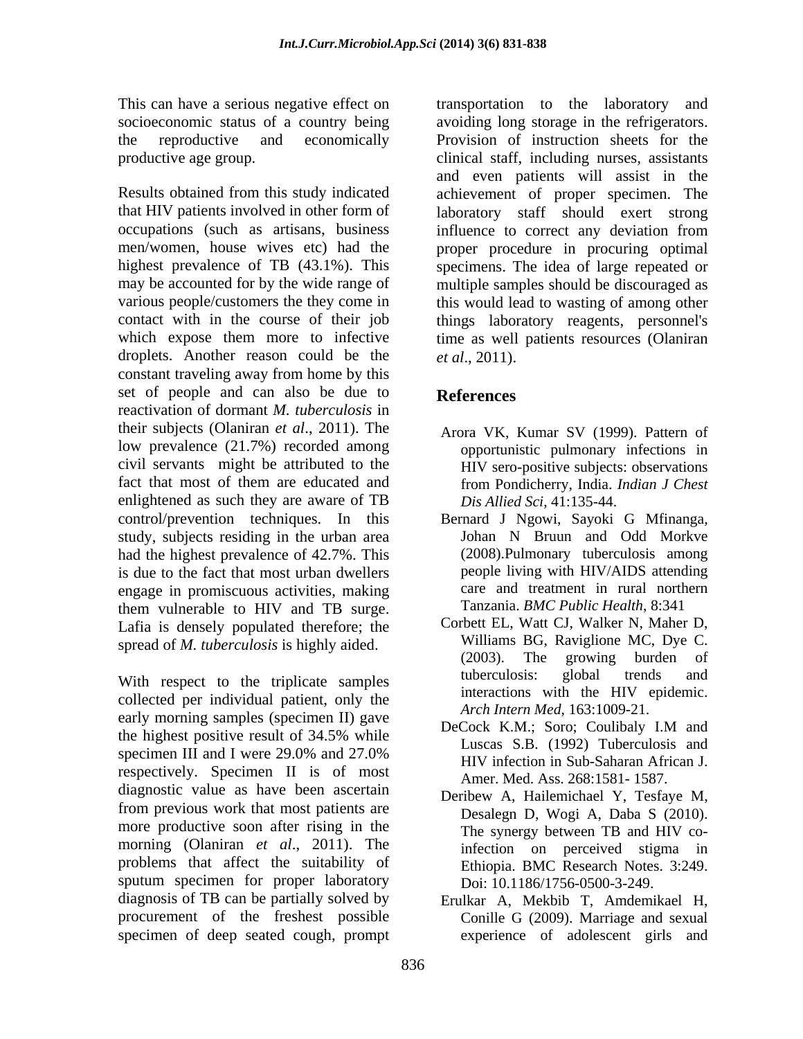This can have a serious negative effect on socioeconomic status of a country being the reproductive and economically productive age group.

Results obtained from this study indicated that HIV patients involved in other form of occupations (such as artisans, business men/women, house wives etc) had the highest prevalence of TB (43.1%). This may be accounted for by the wide range of various people/customers the they come in contact with in the course of their job which expose them more to infective droplets. Another reason could be the constant traveling away from home by this set of people and can also be due to reactivation of dormant *M. tuberculosis* in their subjects (Olaniran *et al*., 2011). The low prevalence (21.7%) recorded among civil servants might be attributed to the fact that most of them are educated and enlightened as such they are aware of TB control/prevention techniques. In this study, subjects residing in the urban area had the highest prevalence of 42.7%. This is due to the fact that most urban dwellers engage in promiscuous activities, making them vulnerable to HIV and TB surge. Lafia is densely populated therefore; the spread of *M. tuberculosis* is highly aided.

With respect to the triplicate samples collected per individual patient, only the early morning samples (specimen II) gave the highest positive result of 34.5% while specimen III and I were 29.0% and 27.0% respectively. Specimen II is of most diagnostic value as have been ascertain from previous work that most patients are more productive soon after rising in the morning (Olaniran *et al*., 2011). The problems that affect the suitability of sputum specimen for proper laboratory diagnosis of TB can be partially solved by procurement of the freshest possible specimen of deep seated cough, prompt transportation to the laboratory and avoiding long storage in the refrigerators. Provision of instruction sheets for the clinical staff, including nurses, assistants and even patients will assist in the achievement of proper specimen. The laboratory staff should exert strong influence to correct any deviation from proper procedure in procuring optimal specimens. The idea of large repeated or multiple samples should be discouraged as this would lead to wasting of among other things laboratory reagents, personnel's time as well patients resources (Olaniran *et al*., 2011).

## References

Arora VK, Kumar SV (1999). Pattern of opportunistic pulmonary infections in HIV sero-positive subjects: observations from Pondicherry, India. *Indian J Chest Dis Allied Sci*, 41:135-44.

Bernard J Ngowi, Sayoki G Mfinanga, Johan N Bruun and Odd Morkve (2008).Pulmonary tuberculosis among people living with HIV/AIDS attending care and treatment in rural northern Tanzania. *BMC Public Health*, 8:341

Corbett EL, Watt CJ, Walker N, Maher D, Williams BG, Raviglione MC, Dye C. (2003). The growing burden of tuberculosis: global trends and interactions with the HIV epidemic. *Arch Intern Med*, 163:1009-21.

DeCock K.M.; Soro; Coulibaly I.M and Luscas S.B. (1992) Tuberculosis and HIV infection in Sub-Saharan African J. Amer. Med. Ass. 268:1581- 1587.

Deribew A, Hailemichael Y, Tesfaye M, Desalegn D, Wogi A, Daba S (2010). The synergy between TB and HIV co-infection on perceived stigma in Ethiopia. BMC Research Notes. 3:249. Doi: 10.1186/1756-0500-3-249.

Erulkar A, Mekbib T, Amdemikael H, Conille G (2009). Marriage and sexual experience of adolescent girls and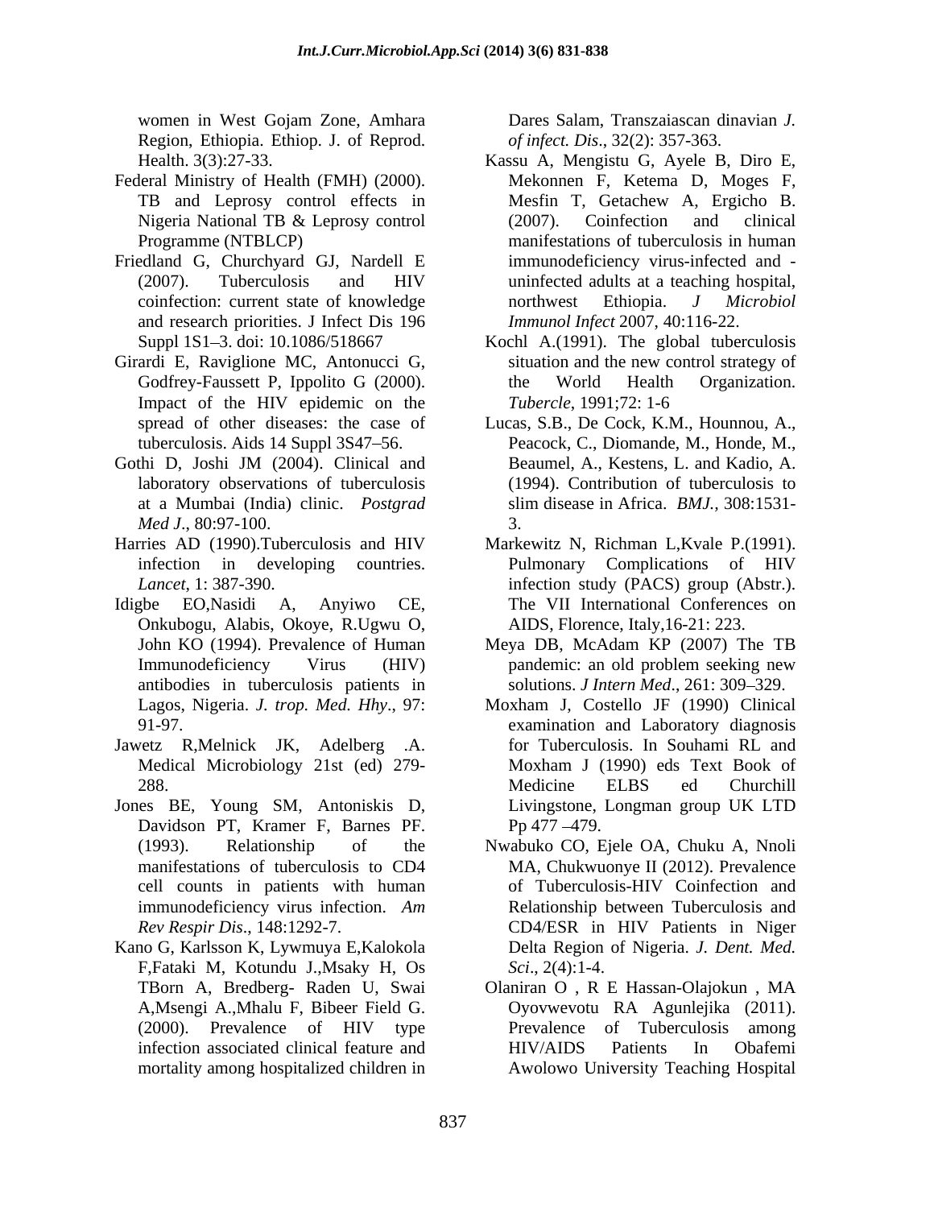women in West Gojam Zone, Amhara Region, Ethiopia. Ethiop. J. of Reprod. Health. 3(3):27-33.

Federal Ministry of Health (FMH) (2000). TB and Leprosy control effects in Nigeria National TB & Leprosy control Programme (NTBLCP)

Friedland G, Churchyard GJ, Nardell E (2007). Tuberculosis and HIV coinfection: current state of knowledge and research priorities. J Infect Dis 196 Suppl 1S1–3. doi: 10.1086/518667

Girardi E, Raviglione MC, Antonucci G, Godfrey-Faussett P, Ippolito G (2000). Impact of the HIV epidemic on the spread of other diseases: the case of tuberculosis. Aids 14 Suppl 3S47–56.

Gothi D, Joshi JM (2004). Clinical and laboratory observations of tuberculosis at a Mumbai (India) clinic. *Postgrad Med J*., 80:97-100.

Harries AD (1990).Tuberculosis and HIV infection in developing countries. *Lancet*, 1: 387-390.

Idigbe EO,Nasidi A, Anyiwo CE, Onkubogu, Alabis, Okoye, R.Ugwu O, John KO (1994). Prevalence of Human Immunodeficiency Virus (HIV) antibodies in tuberculosis patients in Lagos, Nigeria. *J. trop. Med. Hhy*., 97: 91-97.

Jawetz R,Melnick JK, Adelberg .A. Medical Microbiology 21st (ed) 279-288.

Jones BE, Young SM, Antoniskis D, Davidson PT, Kramer F, Barnes PF. (1993). Relationship of the manifestations of tuberculosis to CD4 cell counts in patients with human immunodeficiency virus infection. *Am Rev Respir Dis*., 148:1292-7.

Kano G, Karlsson K, Lywmuya E,Kalokola F,Fataki M, Kotundu J.,Msaky H, Os TBorn A, Bredberg- Raden U, Swai A,Msengi A.,Mhalu F, Bibeer Field G. (2000). Prevalence of HIV type infection associated clinical feature and mortality among hospitalized children in Dares Salam, Transzaiascan dinavian *J. of infect. Dis*., 32(2): 357-363.

Kassu A, Mengistu G, Ayele B, Diro E, Mekonnen F, Ketema D, Moges F, Mesfin T, Getachew A, Ergicho B. (2007). Coinfection and clinical manifestations of tuberculosis in human immunodeficiency virus-infected and -uninfected adults at a teaching hospital, northwest Ethiopia. *J Microbiol Immunol Infect* 2007, 40:116-22.

Kochl A.(1991). The global tuberculosis situation and the new control strategy of the World Health Organization. *Tubercle*, 1991;72: 1-6

Lucas, S.B., De Cock, K.M., Hounnou, A., Peacock, C., Diomande, M., Honde, M., Beaumel, A., Kestens, L. and Kadio, A. (1994). Contribution of tuberculosis to slim disease in Africa. *BMJ.*, 308:1531-3.

Markewitz N, Richman L,Kvale P.(1991). Pulmonary Complications of HIV infection study (PACS) group (Abstr.). The VII International Conferences on AIDS, Florence, Italy,16-21: 223.

Meya DB, McAdam KP (2007) The TB pandemic: an old problem seeking new solutions. *J Intern Med*., 261: 309–329.

Moxham J, Costello JF (1990) Clinical examination and Laboratory diagnosis for Tuberculosis. In Souhami RL and Moxham J (1990) eds Text Book of Medicine ELBS ed Churchill Livingstone, Longman group UK LTD Pp 477 –479.

Nwabuko CO, Ejele OA, Chuku A, Nnoli MA, Chukwuonye II (2012). Prevalence of Tuberculosis-HIV Coinfection and Relationship between Tuberculosis and CD4/ESR in HIV Patients in Niger Delta Region of Nigeria. *J. Dent. Med. Sci*., 2(4):1-4.

Olaniran O , R E Hassan-Olajokun , MA Oyovwevotu RA Agunlejika (2011). Prevalence of Tuberculosis among HIV/AIDS Patients In Obafemi Awolowo University Teaching Hospital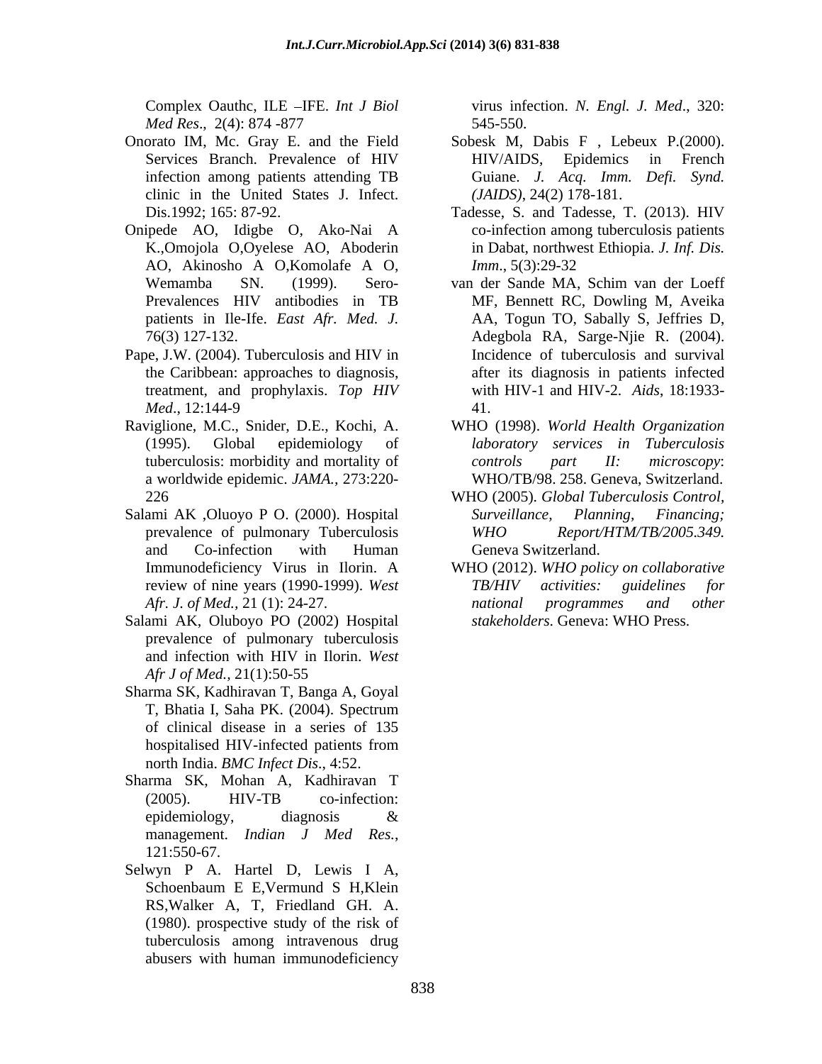Complex Oauthc, ILE –IFE. *Int J Biol Med Res*., 2(4): 874 -877

Onorato IM, Mc. Gray E. and the Field Services Branch. Prevalence of HIV infection among patients attending TB clinic in the United States J. Infect. Dis.1992; 165: 87-92.

Onipede AO, Idigbe O, Ako-Nai A K.,Omojola O,Oyelese AO, Aboderin AO, Akinosho A O,Komolafe A O, Wemamba SN. (1999). Sero-Prevalences HIV antibodies in TB patients in Ile-Ife. *East Afr. Med. J.* 76(3) 127-132.

Pape, J.W. (2004). Tuberculosis and HIV in the Caribbean: approaches to diagnosis, treatment, and prophylaxis. *Top HIV Med*., 12:144-9

Raviglione, M.C., Snider, D.E., Kochi, A. (1995). Global epidemiology of tuberculosis: morbidity and mortality of a worldwide epidemic. *JAMA.*, 273:220-226

Salami AK ,Oluoyo P O. (2000). Hospital prevalence of pulmonary Tuberculosis and Co-infection with Human Immunodeficiency Virus in Ilorin. A review of nine years (1990-1999). *West Afr. J. of Med.*, 21 (1): 24-27.

Salami AK, Oluboyo PO (2002) Hospital prevalence of pulmonary tuberculosis and infection with HIV in Ilorin. *West Afr J of Med.*, 21(1):50-55

Sharma SK, Kadhiravan T, Banga A, Goyal T, Bhatia I, Saha PK. (2004). Spectrum of clinical disease in a series of 135 hospitalised HIV-infected patients from north India. *BMC Infect Dis*., 4:52.

Sharma SK, Mohan A, Kadhiravan T (2005). HIV-TB co-infection: epidemiology, diagnosis & management. *Indian J Med Res.*, 121:550-67.

Selwyn P A. Hartel D, Lewis I A, Schoenbaum E E,Vermund S H,Klein RS,Walker A, T, Friedland GH. A. (1980). prospective study of the risk of tuberculosis among intravenous drug abusers with human immunodeficiency virus infection. *N. Engl. J. Med*., 320: 545-550.

Sobesk M, Dabis F , Lebeux P.(2000). HIV/AIDS, Epidemics in French Guiane. *J. Acq. Imm. Defi. Synd. (JAIDS)*, 24(2) 178-181.

Tadesse, S. and Tadesse, T. (2013). HIV co-infection among tuberculosis patients in Dabat, northwest Ethiopia. *J. Inf. Dis. Imm*., 5(3):29-32

van der Sande MA, Schim van der Loeff MF, Bennett RC, Dowling M, Aveika AA, Togun TO, Sabally S, Jeffries D, Adegbola RA, Sarge-Njie R. (2004). Incidence of tuberculosis and survival after its diagnosis in patients infected with HIV-1 and HIV-2. *Aids*, 18:1933-41.

WHO (1998). *World Health Organization laboratory services in Tuberculosis controls part II: microscopy*: WHO/TB/98. 258. Geneva, Switzerland.

WHO (2005). *Global Tuberculosis Control, Surveillance, Planning, Financing; WHO Report/HTM/TB/2005.349.* Geneva Switzerland.

WHO (2012). *WHO policy on collaborative TB/HIV activities: guidelines for national programmes and other stakeholders.* Geneva: WHO Press.